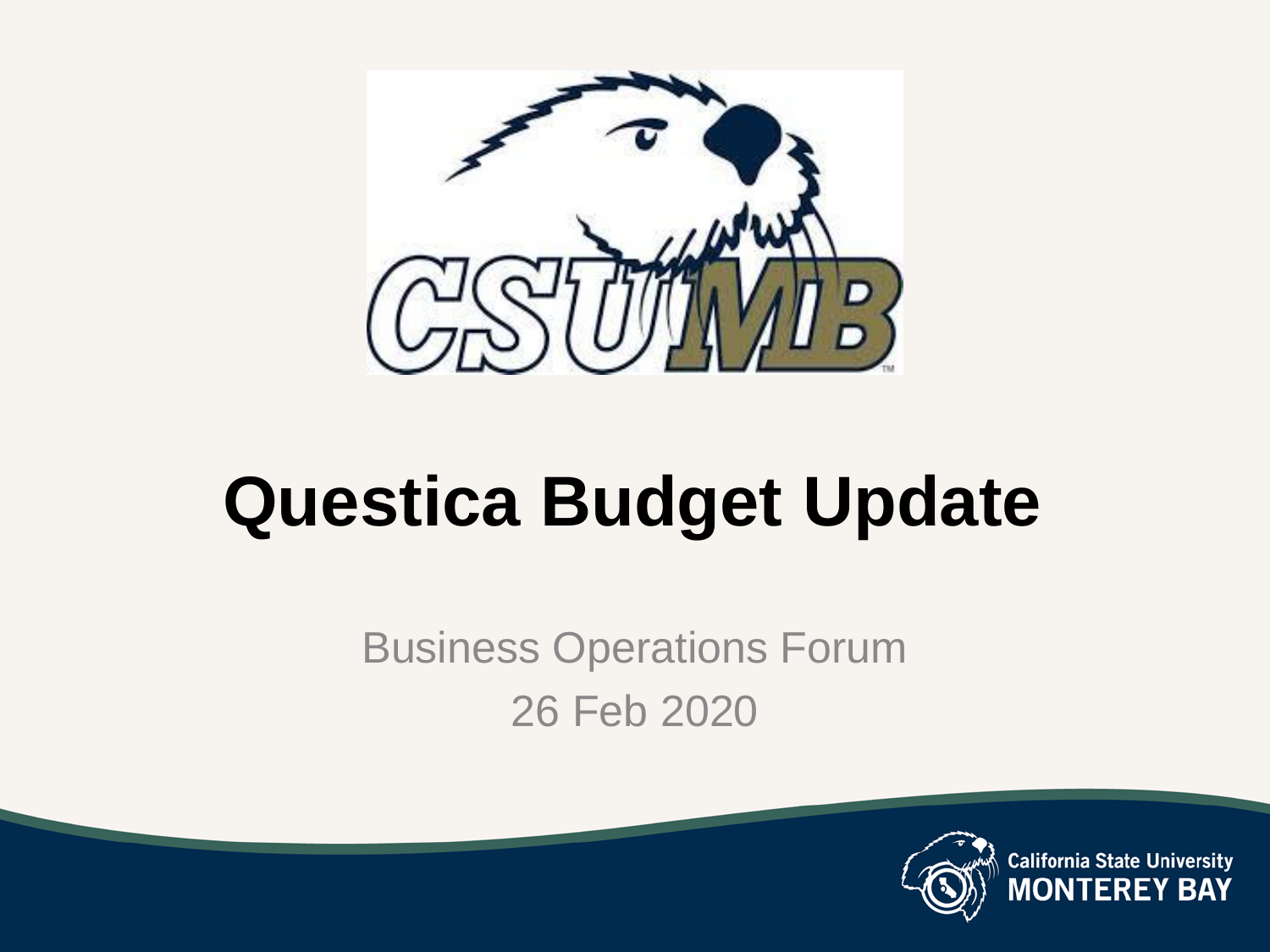# Questica Budget Update

Business Operations Forum

26 Feb 2020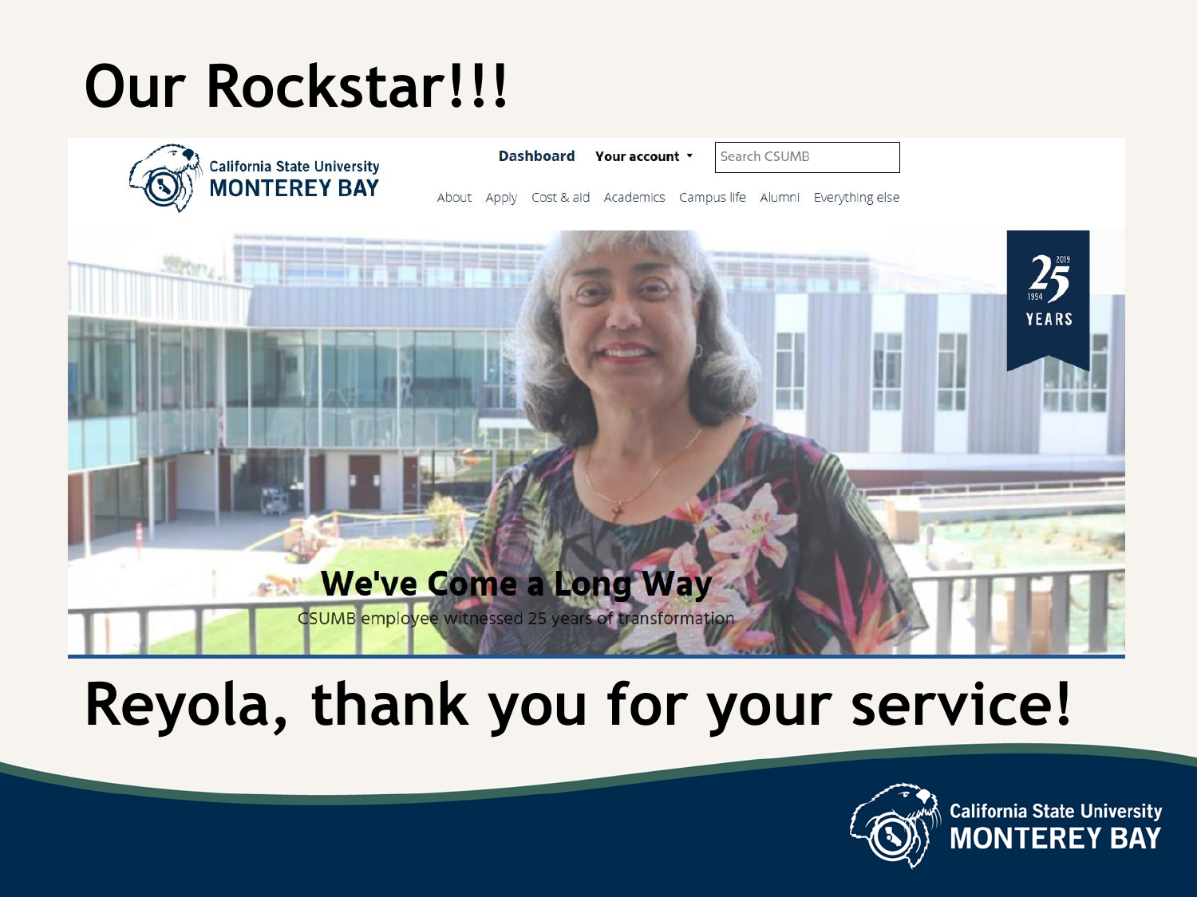# Our Rockstar!!!

California State University
MONTEREY BAY

Dashboard   Your account ▾   Search CSUMB

About   Apply   Cost & aid   Academics   Campus life   Alumni   Everything else

2019
25
1994
YEARS

**We've Come a Long Way**

CSUMB employee witnessed 25 years of transformation

# Reyola, thank you for your service!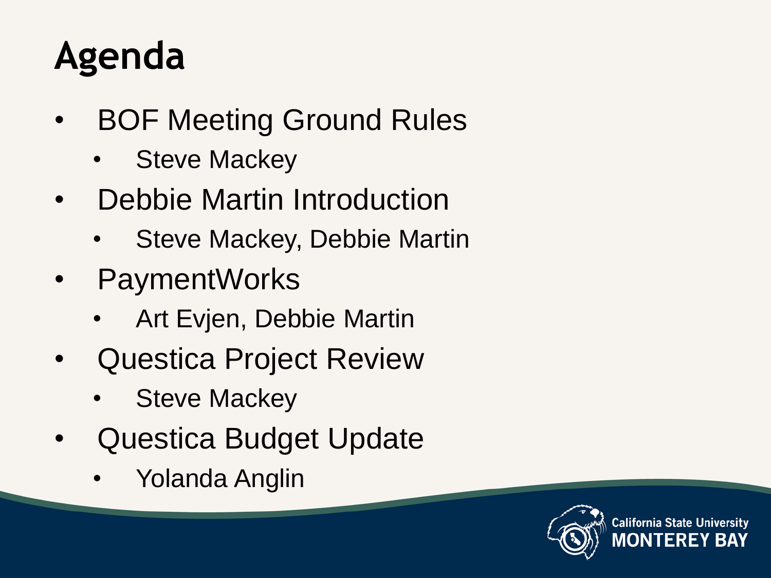# Agenda

- BOF Meeting Ground Rules
  - Steve Mackey
- Debbie Martin Introduction
  - Steve Mackey, Debbie Martin
- PaymentWorks
  - Art Evjen, Debbie Martin
- Questica Project Review
  - Steve Mackey
- Questica Budget Update
  - Yolanda Anglin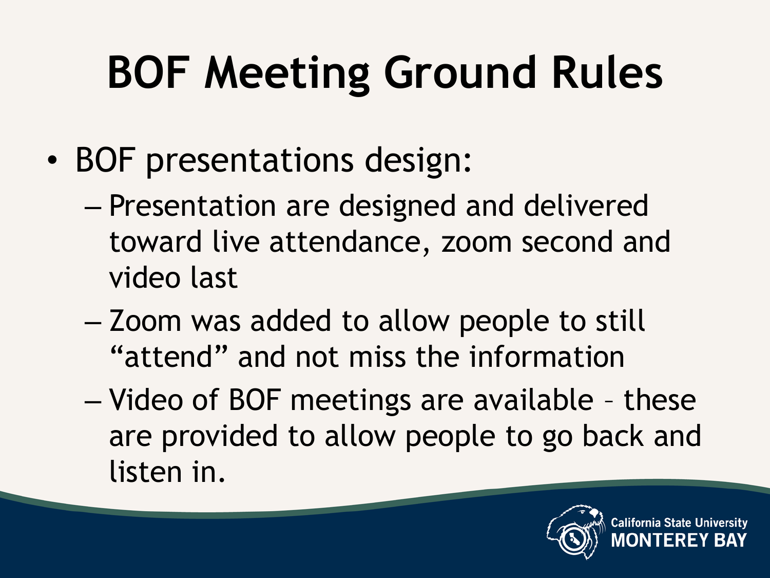# BOF Meeting Ground Rules

- BOF presentations design:
  - Presentation are designed and delivered toward live attendance, zoom second and video last
  - Zoom was added to allow people to still "attend" and not miss the information
  - Video of BOF meetings are available – these are provided to allow people to go back and listen in.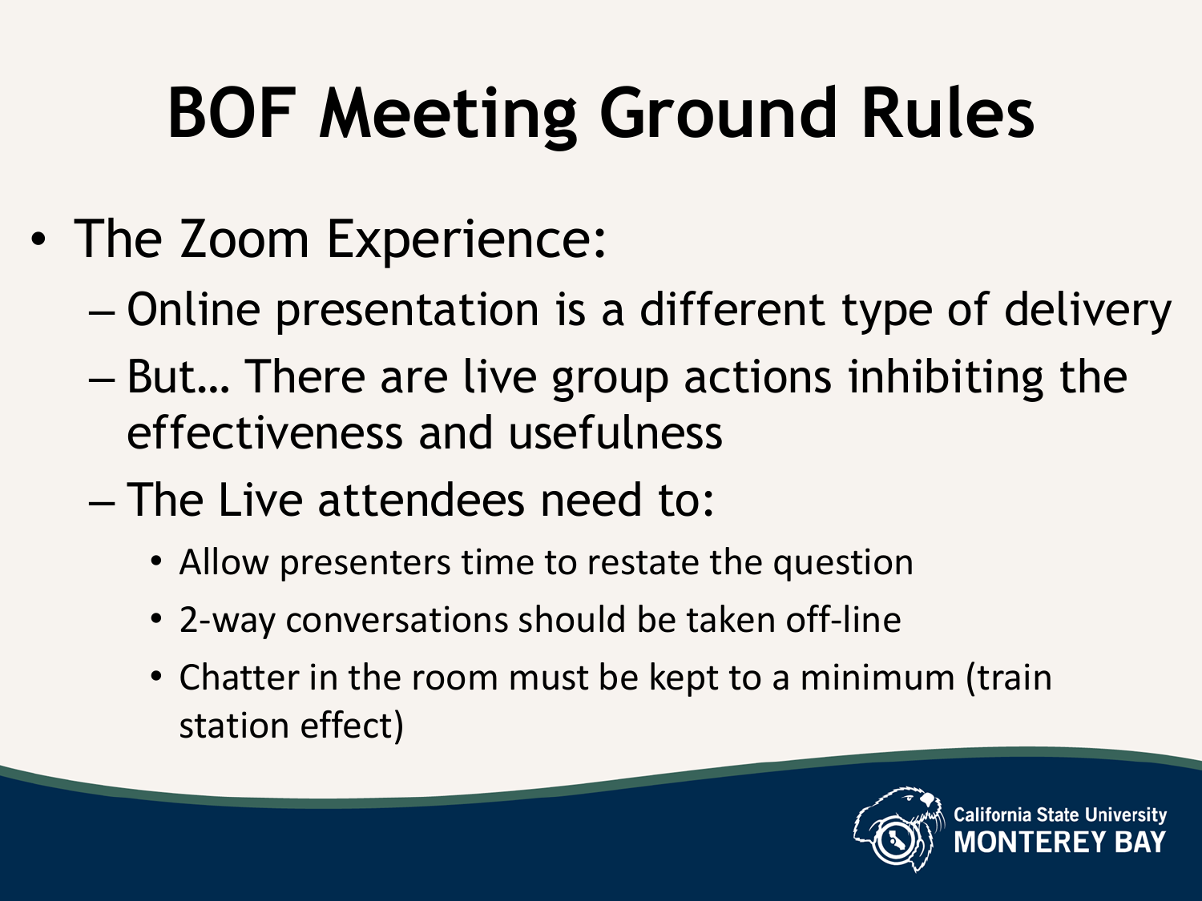# BOF Meeting Ground Rules

- The Zoom Experience:
  - Online presentation is a different type of delivery
  - But… There are live group actions inhibiting the effectiveness and usefulness
  - The Live attendees need to:
    - Allow presenters time to restate the question
    - 2-way conversations should be taken off-line
    - Chatter in the room must be kept to a minimum (train station effect)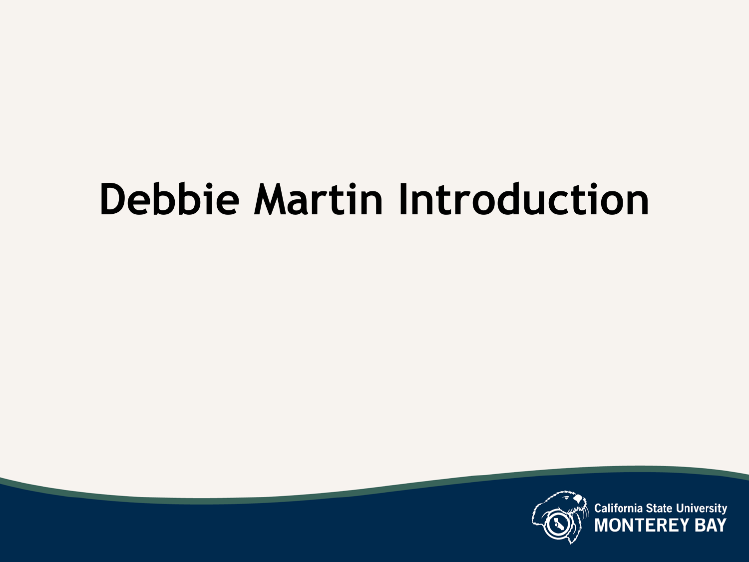# Debbie Martin Introduction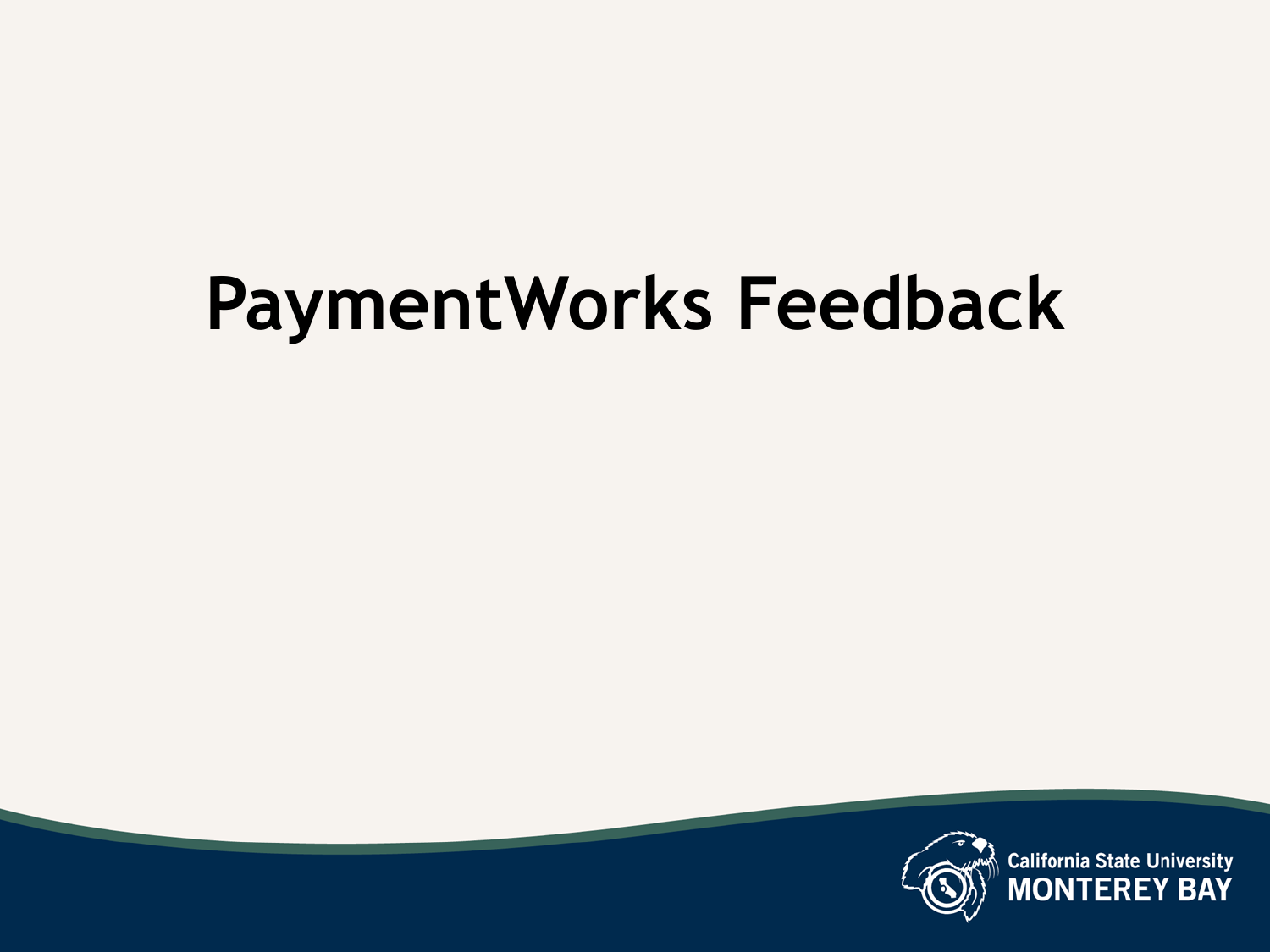# PaymentWorks Feedback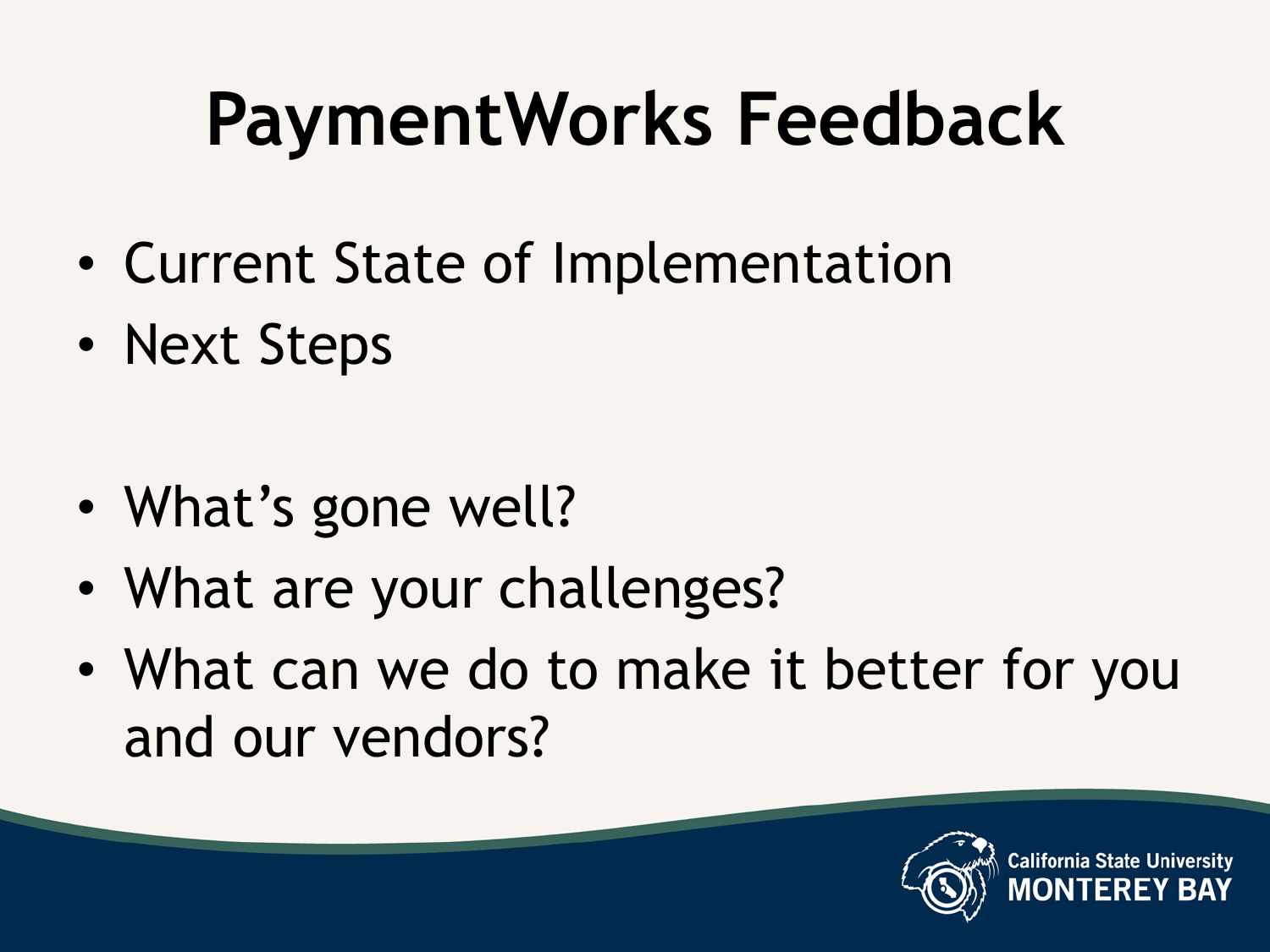# PaymentWorks Feedback

- Current State of Implementation
- Next Steps

- What's gone well?
- What are your challenges?
- What can we do to make it better for you and our vendors?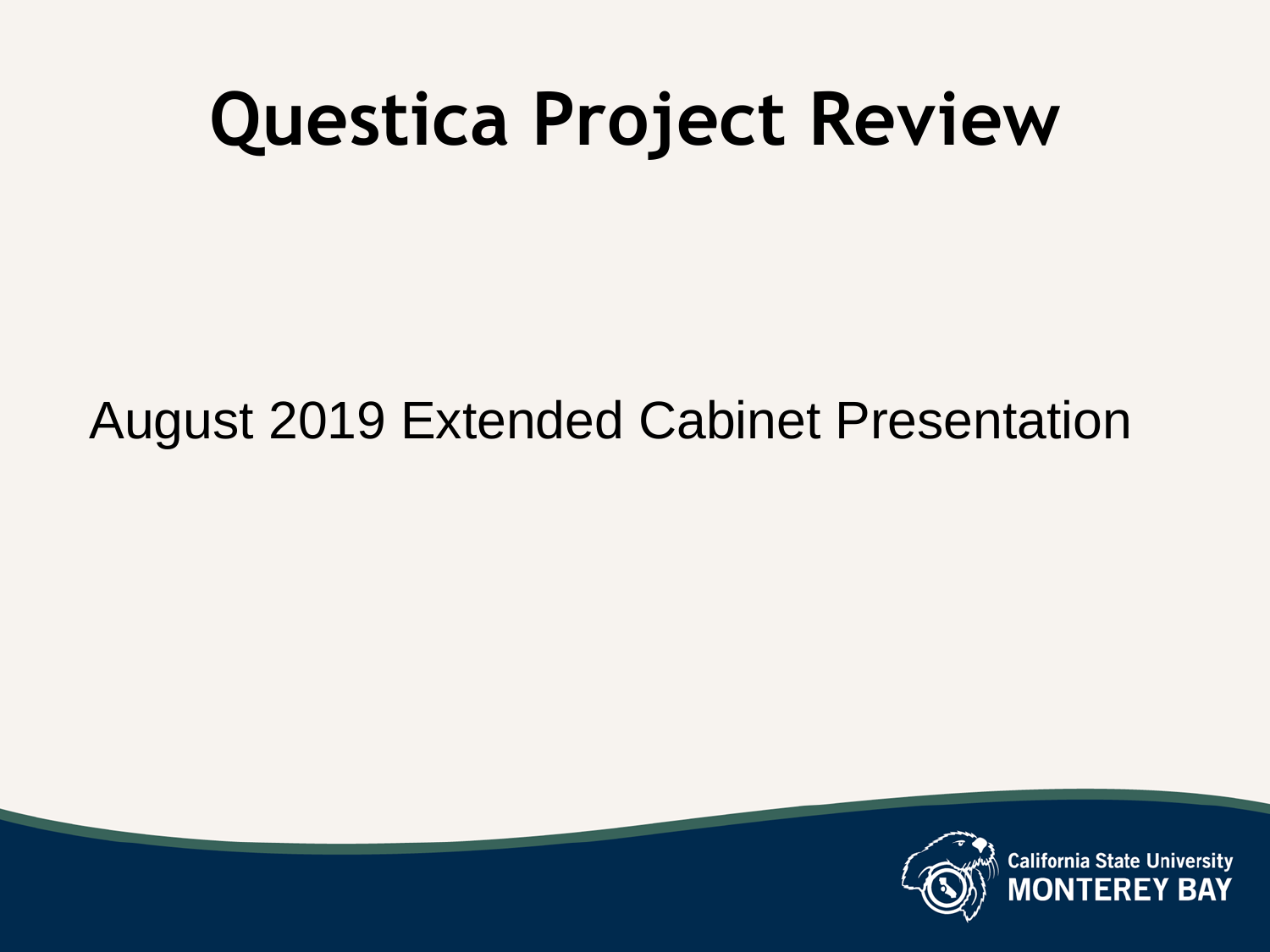# Questica Project Review

August 2019 Extended Cabinet Presentation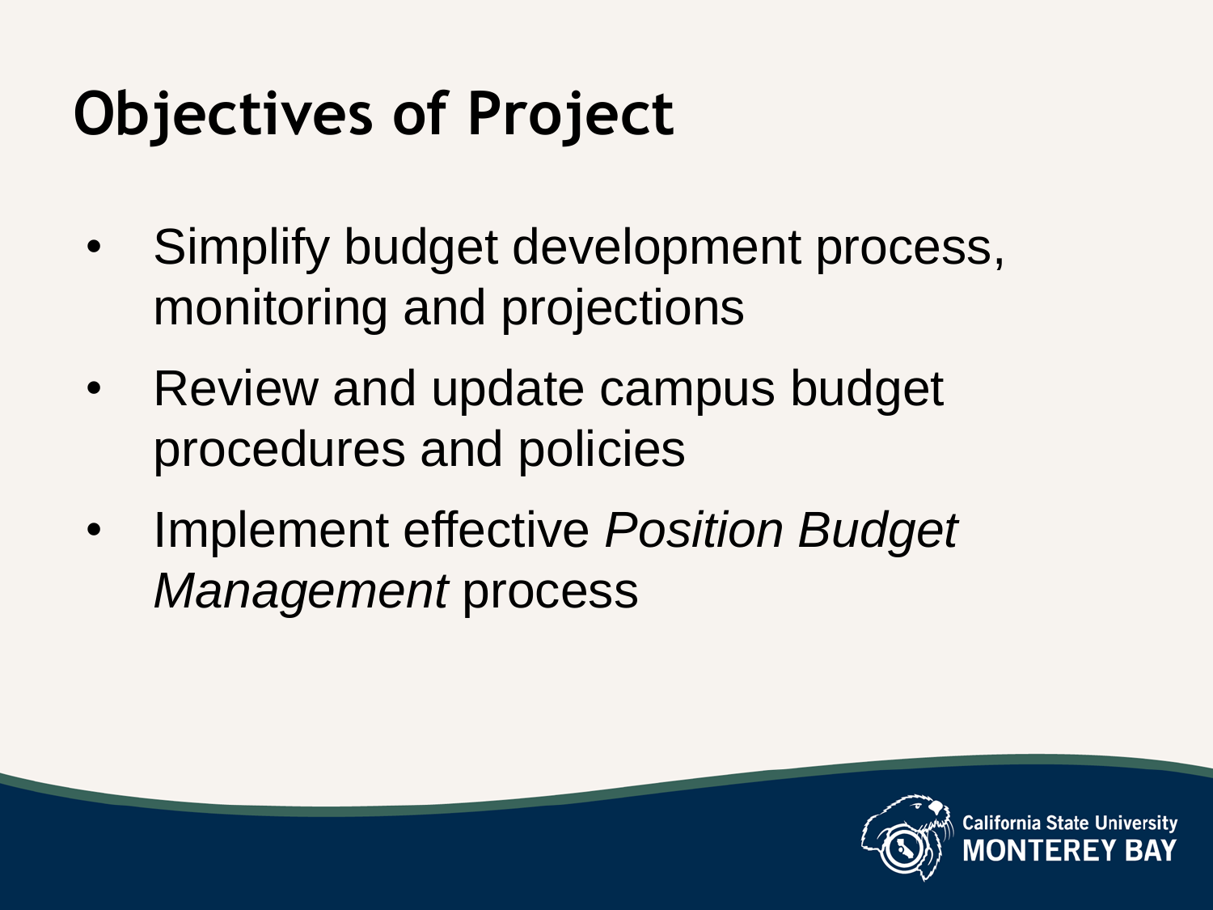# Objectives of Project

- Simplify budget development process, monitoring and projections
- Review and update campus budget procedures and policies
- Implement effective *Position Budget Management* process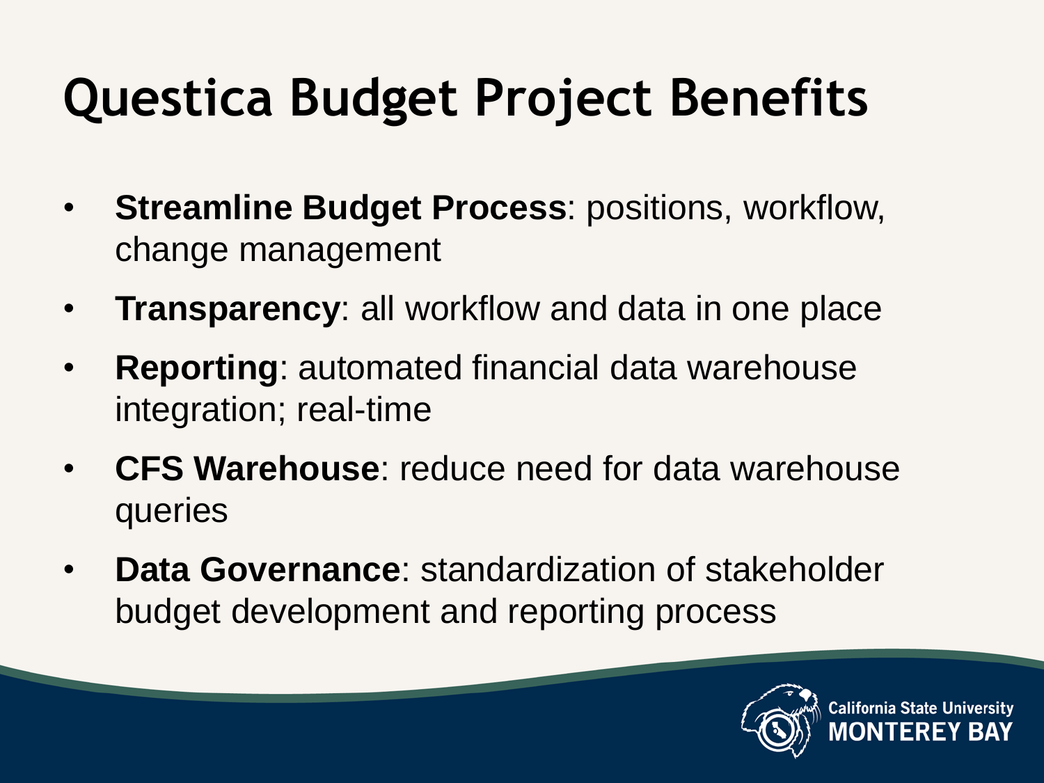# Questica Budget Project Benefits

- **Streamline Budget Process**: positions, workflow, change management
- **Transparency**: all workflow and data in one place
- **Reporting**: automated financial data warehouse integration; real-time
- **CFS Warehouse**: reduce need for data warehouse queries
- **Data Governance**: standardization of stakeholder budget development and reporting process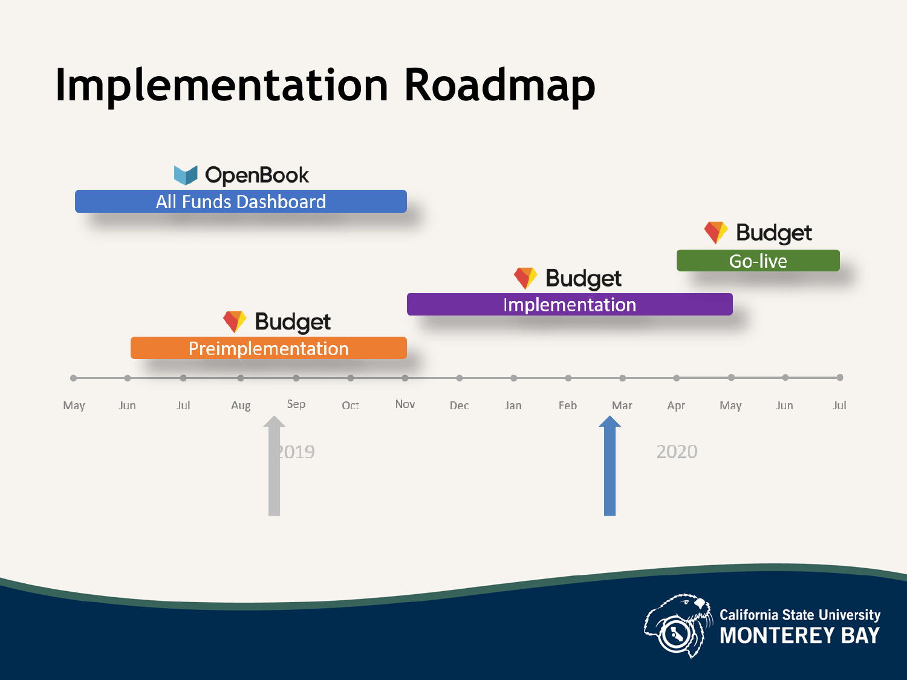# Implementation Roadmap

**OpenBook**
All Funds Dashboard

**Budget**
Preimplementation

**Budget**
Implementation

**Budget**
Go-live

May Jun Jul Aug Sep Oct Nov Dec Jan Feb Mar Apr May Jun Jul

2019 2020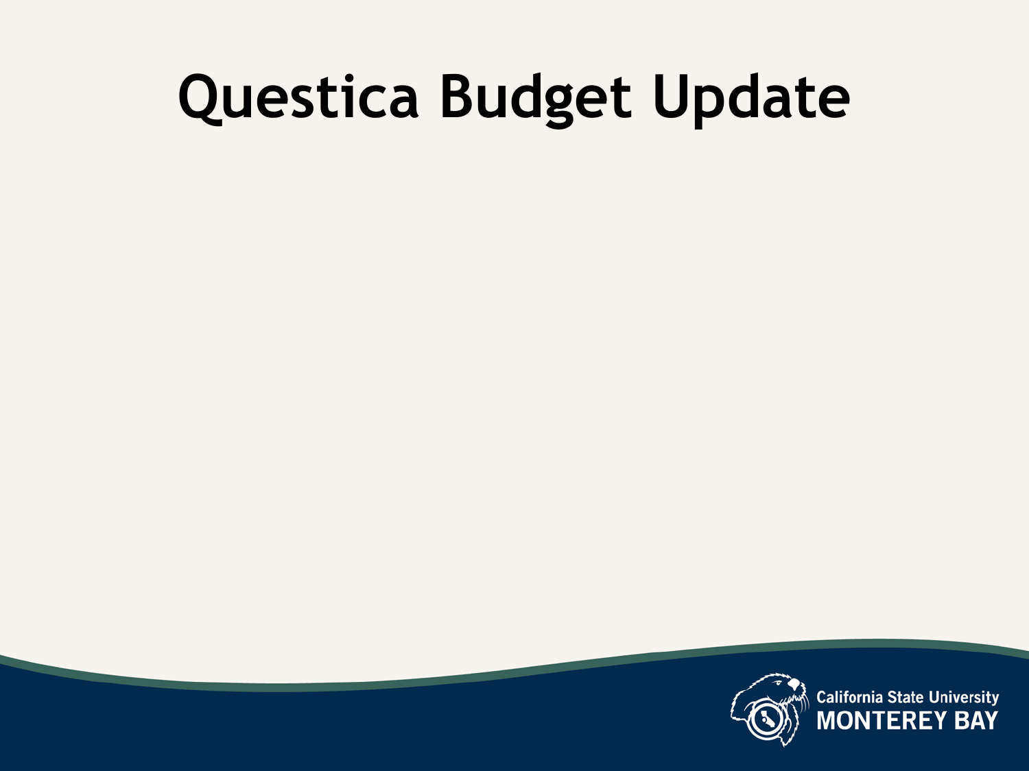# Questica Budget Update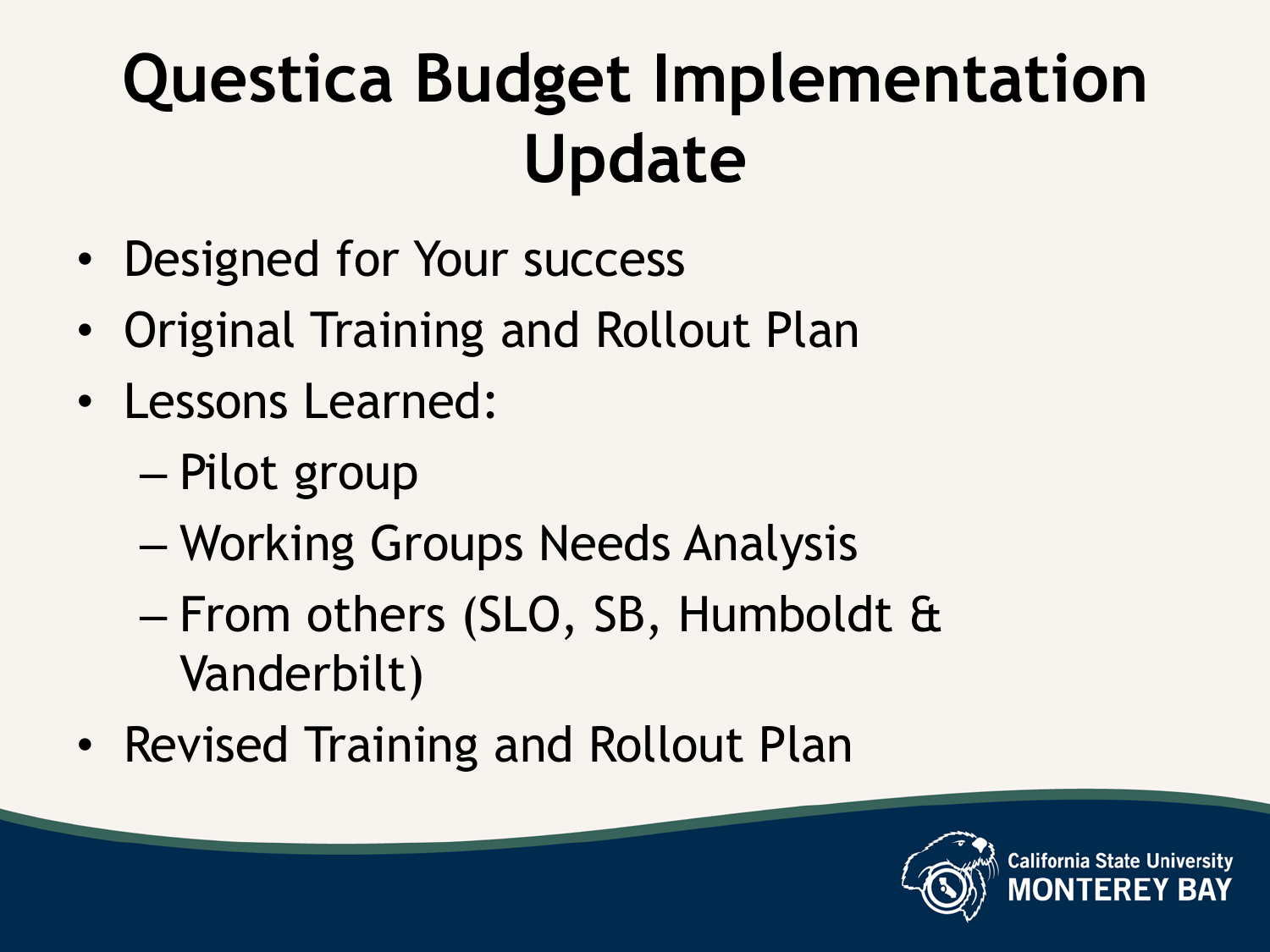# Questica Budget Implementation Update

- Designed for Your success
- Original Training and Rollout Plan
- Lessons Learned:
  - Pilot group
  - Working Groups Needs Analysis
  - From others (SLO, SB, Humboldt & Vanderbilt)
- Revised Training and Rollout Plan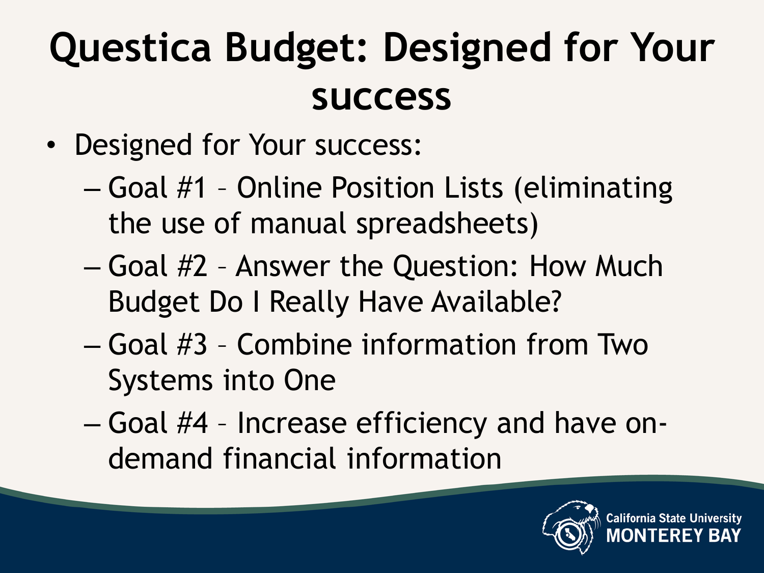# Questica Budget: Designed for Your success

- Designed for Your success:
  - Goal #1 – Online Position Lists (eliminating the use of manual spreadsheets)
  - Goal #2 – Answer the Question: How Much Budget Do I Really Have Available?
  - Goal #3 – Combine information from Two Systems into One
  - Goal #4 – Increase efficiency and have on-demand financial information

California State University MONTEREY BAY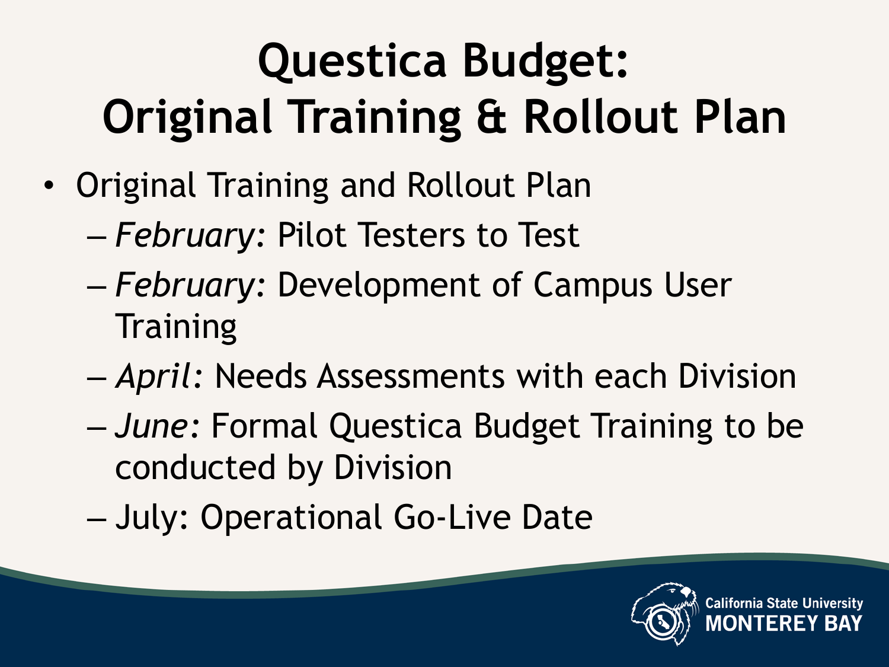# Questica Budget: Original Training & Rollout Plan

- Original Training and Rollout Plan
  - *February:* Pilot Testers to Test
  - *February:* Development of Campus User Training
  - *April:* Needs Assessments with each Division
  - *June:* Formal Questica Budget Training to be conducted by Division
  - July: Operational Go-Live Date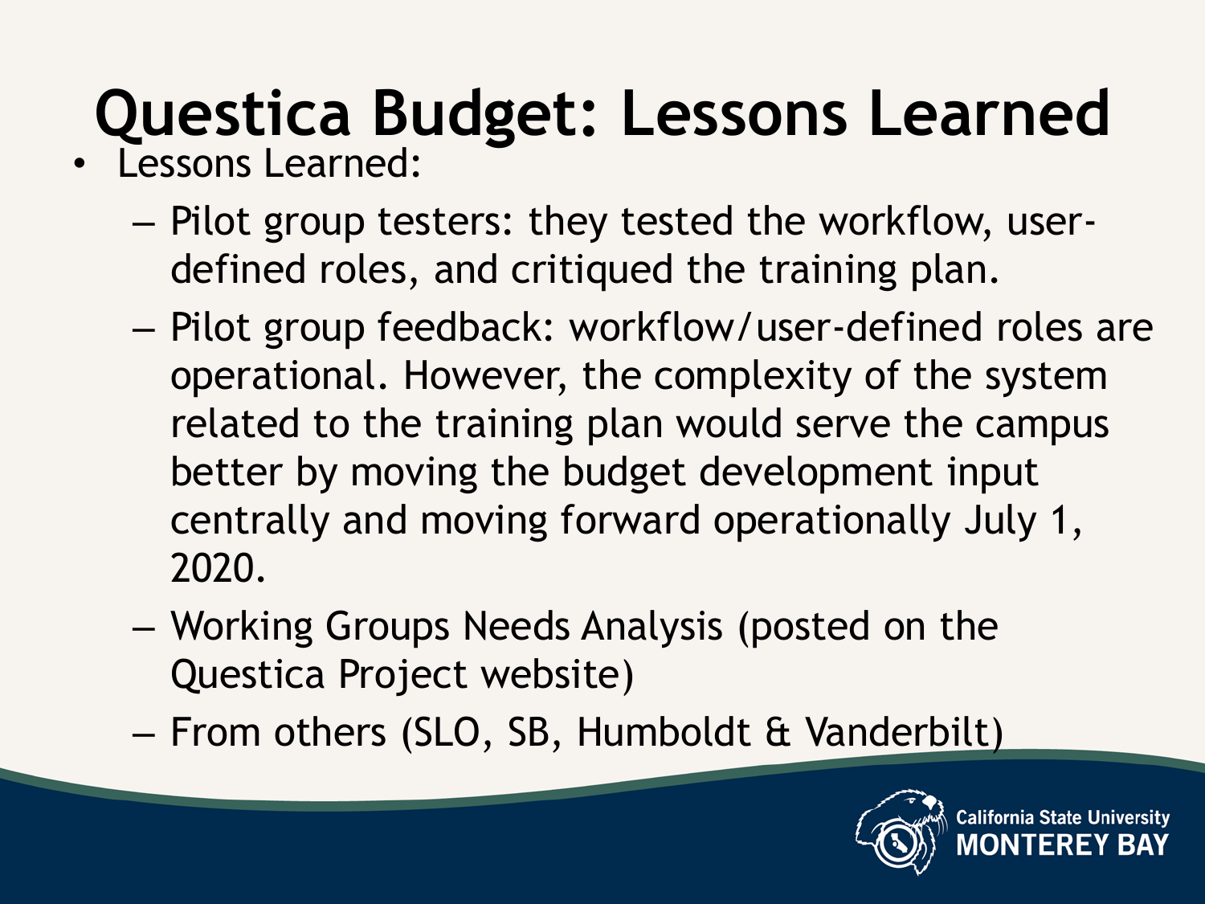# Questica Budget: Lessons Learned

- Lessons Learned:
  - Pilot group testers: they tested the workflow, user-defined roles, and critiqued the training plan.
  - Pilot group feedback: workflow/user-defined roles are operational. However, the complexity of the system related to the training plan would serve the campus better by moving the budget development input centrally and moving forward operationally July 1, 2020.
  - Working Groups Needs Analysis (posted on the Questica Project website)
  - From others (SLO, SB, Humboldt & Vanderbilt)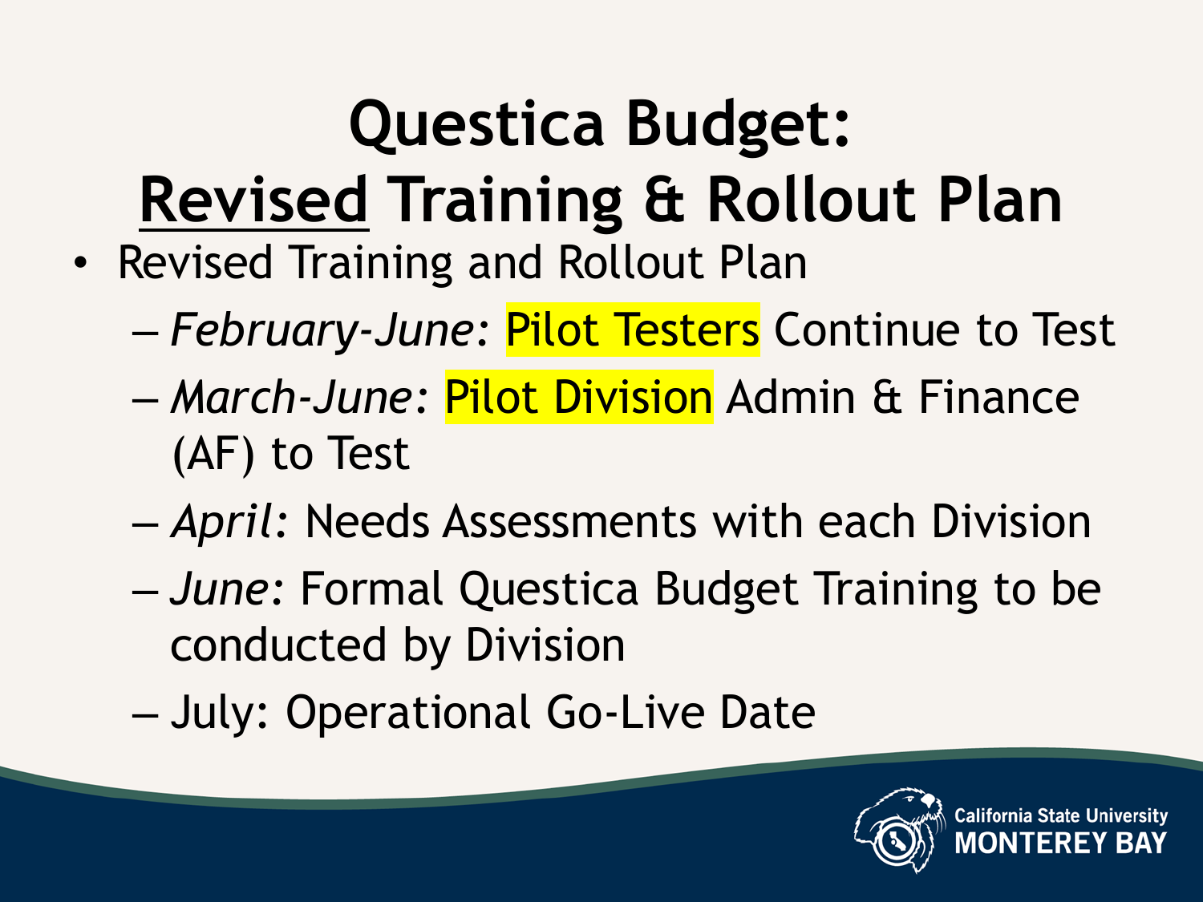# Questica Budget: Revised Training & Rollout Plan

- Revised Training and Rollout Plan
  - *February-June:* Pilot Testers Continue to Test
  - *March-June:* Pilot Division Admin & Finance (AF) to Test
  - *April:* Needs Assessments with each Division
  - *June:* Formal Questica Budget Training to be conducted by Division
  - July: Operational Go-Live Date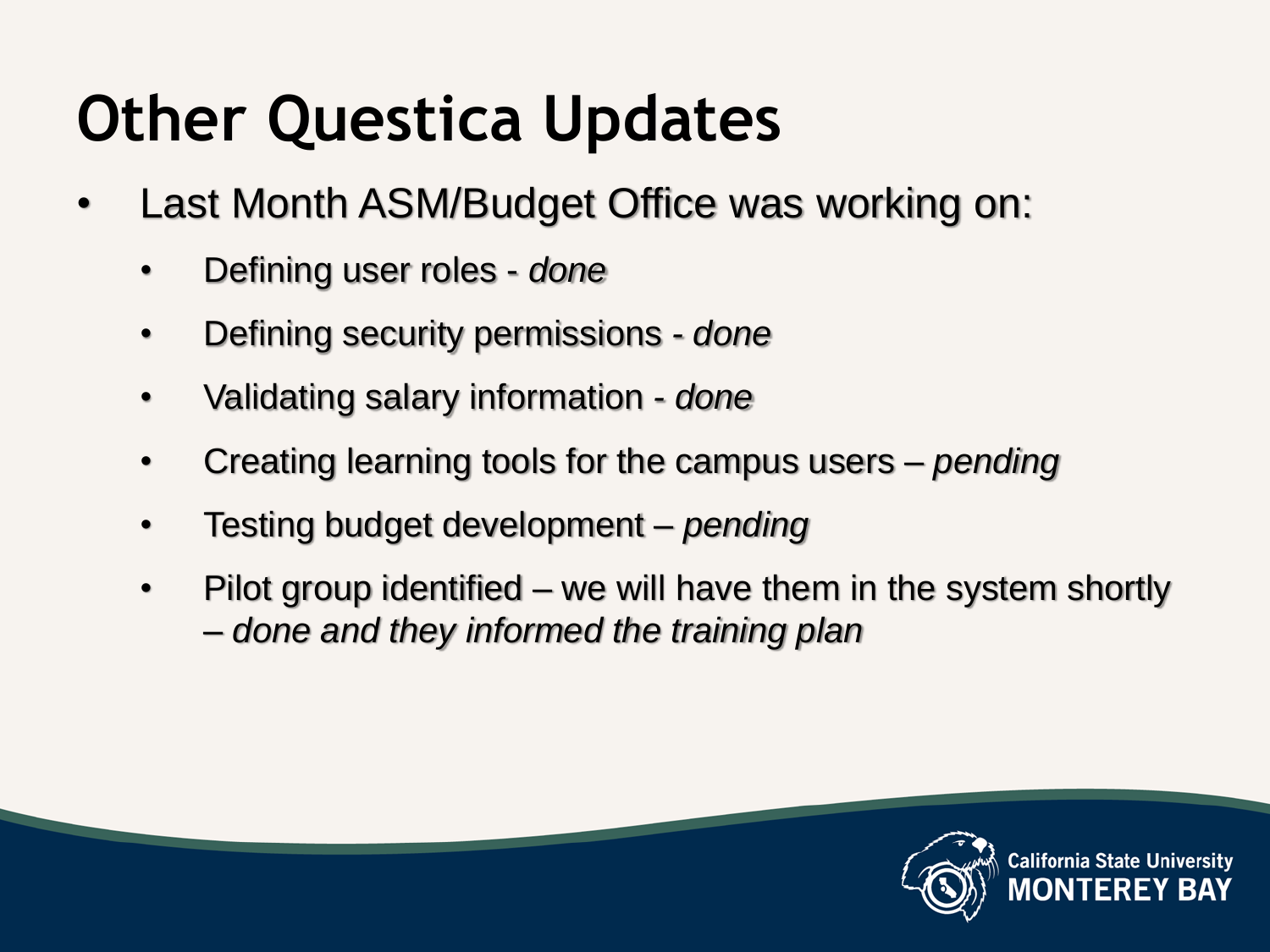# Other Questica Updates

- Last Month ASM/Budget Office was working on:
  - Defining user roles - *done*
  - Defining security permissions - *done*
  - Validating salary information - *done*
  - Creating learning tools for the campus users – *pending*
  - Testing budget development – *pending*
  - Pilot group identified – we will have them in the system shortly – *done and they informed the training plan*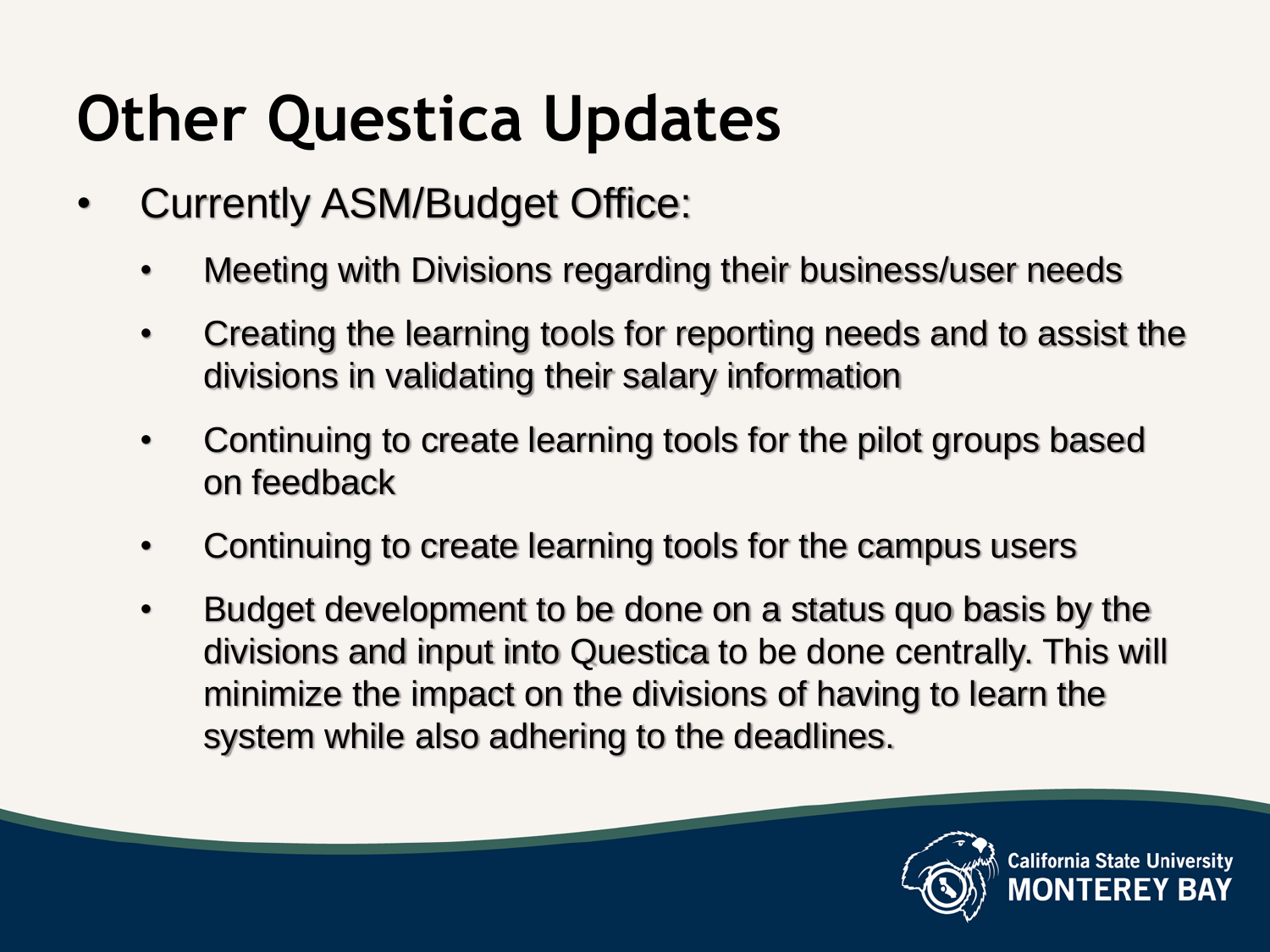# Other Questica Updates

- Currently ASM/Budget Office:
  - Meeting with Divisions regarding their business/user needs
  - Creating the learning tools for reporting needs and to assist the divisions in validating their salary information
  - Continuing to create learning tools for the pilot groups based on feedback
  - Continuing to create learning tools for the campus users
  - Budget development to be done on a status quo basis by the divisions and input into Questica to be done centrally. This will minimize the impact on the divisions of having to learn the system while also adhering to the deadlines.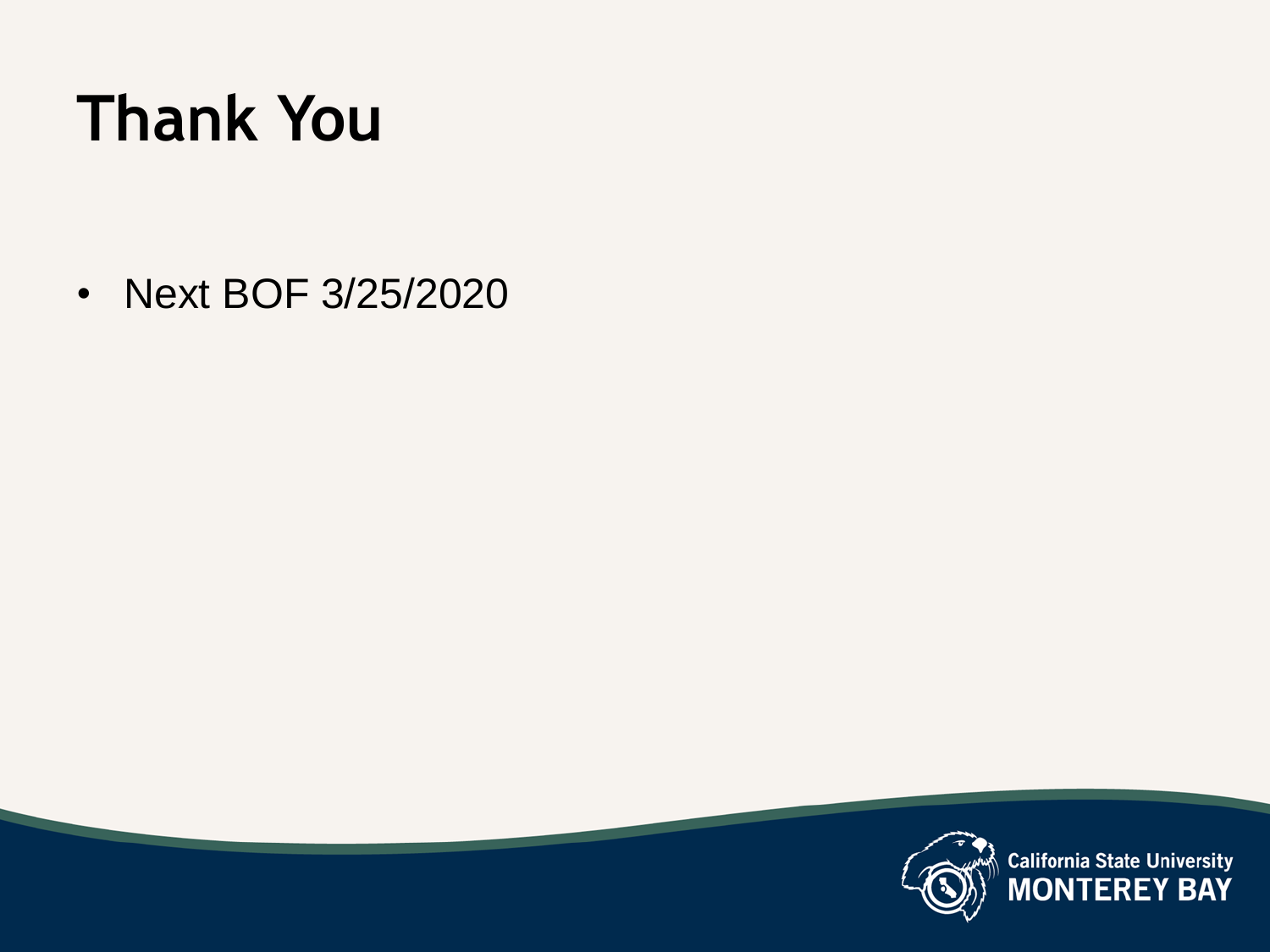# Thank You

- Next BOF 3/25/2020